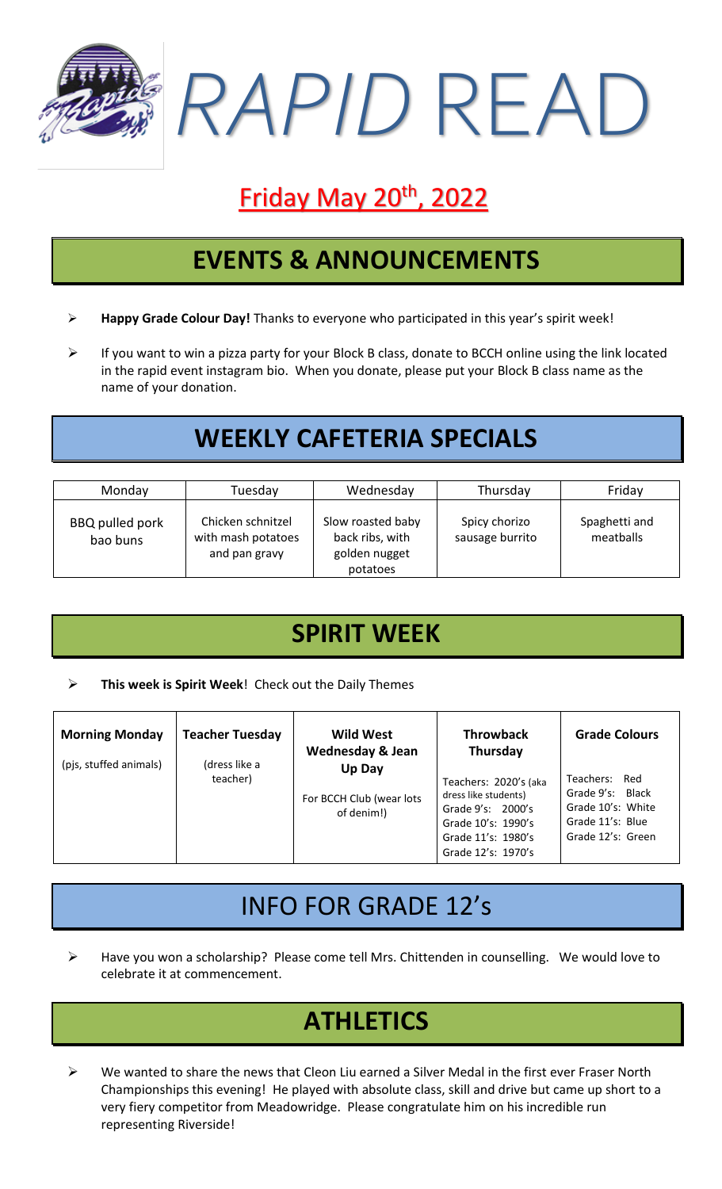# *RAPID* READ

## Friday May 20th, 2022

## EVENTS & ANNOUNCEMENTS

- **Happy Grade Colour Day!** Thanks to everyone who participated in this year's spirit week!
- If you want to win a pizza party for your Block B class, donate to BCCH online using the link located in the rapid event instagram bio. When you donate, please put your Block B class name as the name of your donation.

## WEEKLY CAFETERIA SPECIALS

| Monday | Tuesday | Wednesday | Thursday | Friday |
|---|---|---|---|---|
| BBQ pulled pork bao buns | Chicken schnitzel with mash potatoes and pan gravy | Slow roasted baby back ribs, with golden nugget potatoes | Spicy chorizo sausage burrito | Spaghetti and meatballs |

## SPIRIT WEEK

- **This week is Spirit Week**! Check out the Daily Themes

| **Morning Monday** | **Teacher Tuesday** | **Wild West Wednesday & Jean Up Day** | **Throwback Thursday** | **Grade Colours** |
|---|---|---|---|---|
| (pjs, stuffed animals) | (dress like a teacher) | For BCCH Club (wear lots of denim!) | Teachers: 2020's (aka dress like students)<br>Grade 9's: 2000's<br>Grade 10's: 1990's<br>Grade 11's: 1980's<br>Grade 12's: 1970's | Teachers: Red<br>Grade 9's: Black<br>Grade 10's: White<br>Grade 11's: Blue<br>Grade 12's: Green |

## INFO FOR GRADE 12's

- Have you won a scholarship? Please come tell Mrs. Chittenden in counselling. We would love to celebrate it at commencement.

## ATHLETICS

- We wanted to share the news that Cleon Liu earned a Silver Medal in the first ever Fraser North Championships this evening! He played with absolute class, skill and drive but came up short to a very fiery competitor from Meadowridge. Please congratulate him on his incredible run representing Riverside!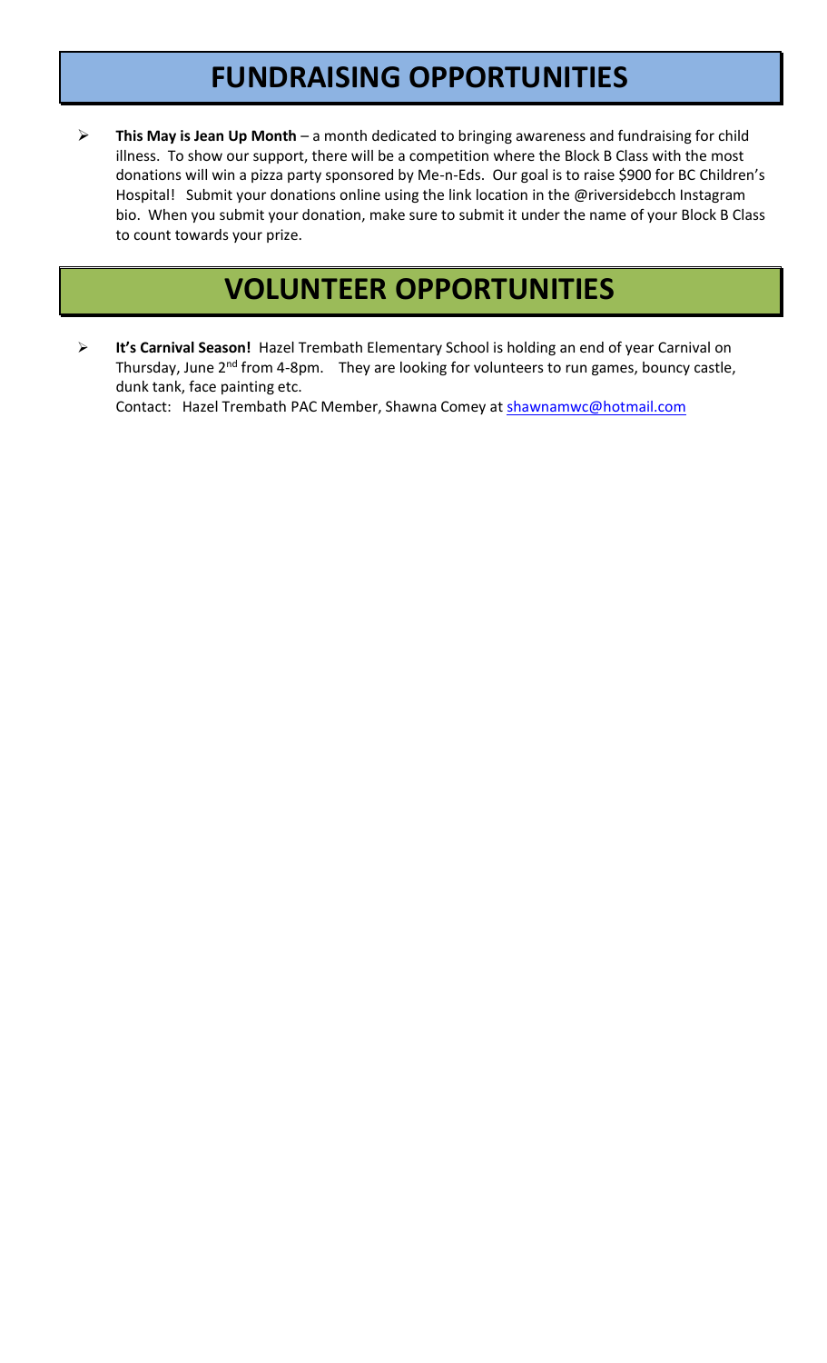# FUNDRAISING OPPORTUNITIES

- **This May is Jean Up Month** – a month dedicated to bringing awareness and fundraising for child illness. To show our support, there will be a competition where the Block B Class with the most donations will win a pizza party sponsored by Me-n-Eds. Our goal is to raise $900 for BC Children's Hospital! Submit your donations online using the link location in the @riversidebcch Instagram bio. When you submit your donation, make sure to submit it under the name of your Block B Class to count towards your prize.

# VOLUNTEER OPPORTUNITIES

- **It's Carnival Season!** Hazel Trembath Elementary School is holding an end of year Carnival on Thursday, June 2nd from 4-8pm. They are looking for volunteers to run games, bouncy castle, dunk tank, face painting etc.
  Contact: Hazel Trembath PAC Member, Shawna Comey at shawnamwc@hotmail.com